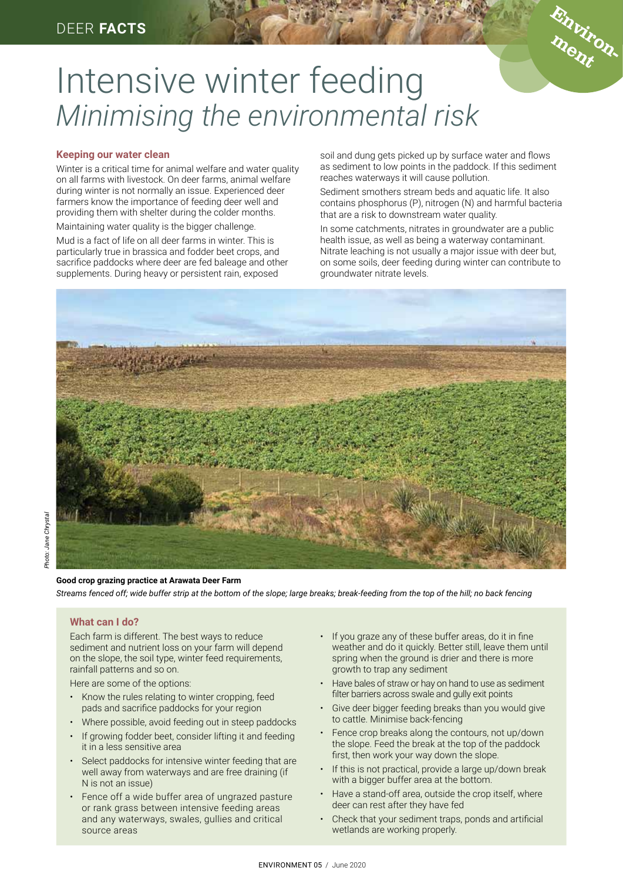# Intensive winter feeding

## *Minimising the environmental risk*

### Keeping our water clean

Winter is a critical time for animal welfare and water quality on all farms with livestock. On deer farms, animal welfare during winter is not normally an issue. Experienced deer farmers know the importance of feeding deer well and providing them with shelter during the colder months.

Maintaining water quality is the bigger challenge.

Mud is a fact of life on all deer farms in winter. This is particularly true in brassica and fodder beet crops, and sacrifice paddocks where deer are fed baleage and other supplements. During heavy or persistent rain, exposed soil and dung gets picked up by surface water and flows as sediment to low points in the paddock. If this sediment reaches waterways it will cause pollution.

Sediment smothers stream beds and aquatic life. It also contains phosphorus (P), nitrogen (N) and harmful bacteria that are a risk to downstream water quality.

In some catchments, nitrates in groundwater are a public health issue, as well as being a waterway contaminant. Nitrate leaching is not usually a major issue with deer but, on some soils, deer feeding during winter can contribute to groundwater nitrate levels.

Photo: Jane Chrystal

**Good crop grazing practice at Arawata Deer Farm**

*Streams fenced off; wide buffer strip at the bottom of the slope; large breaks; break-feeding from the top of the hill; no back fencing*

### What can I do?

Each farm is different. The best ways to reduce sediment and nutrient loss on your farm will depend on the slope, the soil type, winter feed requirements, rainfall patterns and so on.

Here are some of the options:

- Know the rules relating to winter cropping, feed pads and sacrifice paddocks for your region
- Where possible, avoid feeding out in steep paddocks
- If growing fodder beet, consider lifting it and feeding it in a less sensitive area
- Select paddocks for intensive winter feeding that are well away from waterways and are free draining (if N is not an issue)
- Fence off a wide buffer area of ungrazed pasture or rank grass between intensive feeding areas and any waterways, swales, gullies and critical source areas
- If you graze any of these buffer areas, do it in fine weather and do it quickly. Better still, leave them until spring when the ground is drier and there is more growth to trap any sediment
- Have bales of straw or hay on hand to use as sediment filter barriers across swale and gully exit points
- Give deer bigger feeding breaks than you would give to cattle. Minimise back-fencing
- Fence crop breaks along the contours, not up/down the slope. Feed the break at the top of the paddock first, then work your way down the slope.
- If this is not practical, provide a large up/down break with a bigger buffer area at the bottom.
- Have a stand-off area, outside the crop itself, where deer can rest after they have fed
- Check that your sediment traps, ponds and artificial wetlands are working properly.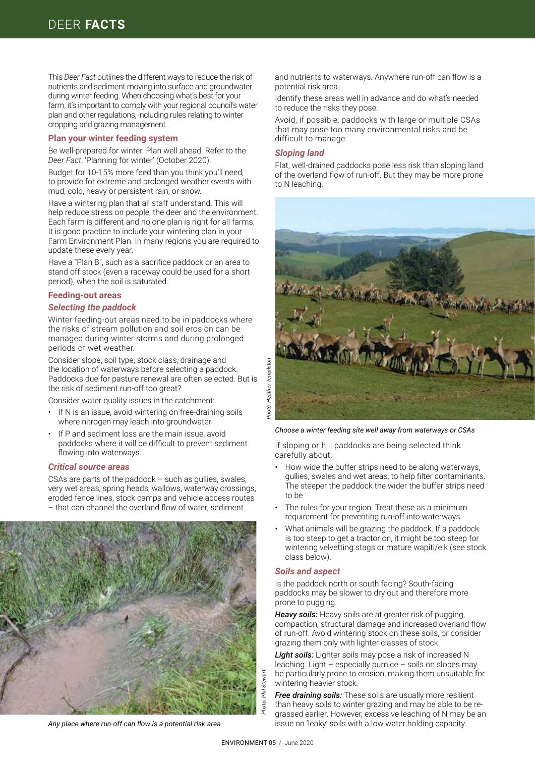This *Deer Fact* outlines the different ways to reduce the risk of nutrients and sediment moving into surface and groundwater during winter feeding. When choosing what's best for your farm, it's important to comply with your regional council's water plan and other regulations, including rules relating to winter cropping and grazing management.

## Plan your winter feeding system

Be well-prepared for winter. Plan well ahead. Refer to the *Deer Fact*, 'Planning for winter' (October 2020).

Budget for 10-15% more feed than you think you'll need, to provide for extreme and prolonged weather events with mud, cold, heavy or persistent rain, or snow.

Have a wintering plan that all staff understand. This will help reduce stress on people, the deer and the environment. Each farm is different and no one plan is right for all farms. It is good practice to include your wintering plan in your Farm Environment Plan. In many regions you are required to update these every year.

Have a "Plan B", such as a sacrifice paddock or an area to stand off stock (even a raceway could be used for a short period), when the soil is saturated.

## Feeding-out areas

### *Selecting the paddock*

Winter feeding-out areas need to be in paddocks where the risks of stream pollution and soil erosion can be managed during winter storms and during prolonged periods of wet weather.

Consider slope, soil type, stock class, drainage and the location of waterways before selecting a paddock. Paddocks due for pasture renewal are often selected. But is the risk of sediment run-off too great?

Consider water quality issues in the catchment:

- If N is an issue, avoid wintering on free-draining soils where nitrogen may leach into groundwater
- If P and sediment loss are the main issue, avoid paddocks where it will be difficult to prevent sediment flowing into waterways.

### *Critical source areas*

CSAs are parts of the paddock – such as gullies, swales, very wet areas, spring heads, wallows, waterway crossings, eroded fence lines, stock camps and vehicle access routes – that can channel the overland flow of water, sediment and nutrients to waterways. Anywhere run-off can flow is a potential risk area.

Identify these areas well in advance and do what's needed to reduce the risks they pose.

Avoid, if possible, paddocks with large or multiple CSAs that may pose too many environmental risks and be difficult to manage.

Photo: Phil Stewart

*Any place where run-off can flow is a potential risk area*

### *Sloping land*

Flat, well-drained paddocks pose less risk than sloping land of the overland flow of run-off. But they may be more prone to N leaching.

Photo: Heather Templeton

*Choose a winter feeding site well away from waterways or CSAs*

If sloping or hill paddocks are being selected think carefully about:

- How wide the buffer strips need to be along waterways, gullies, swales and wet areas, to help filter contaminants. The steeper the paddock the wider the buffer strips need to be
- The rules for your region. Treat these as a minimum requirement for preventing run-off into waterways
- What animals will be grazing the paddock. If a paddock is too steep to get a tractor on, it might be too steep for wintering velvetting stags or mature wapiti/elk (see stock class below).

### *Soils and aspect*

Is the paddock north or south facing? South-facing paddocks may be slower to dry out and therefore more prone to pugging.

***Heavy soils:*** Heavy soils are at greater risk of pugging, compaction, structural damage and increased overland flow of run-off. Avoid wintering stock on these soils, or consider grazing them only with lighter classes of stock.

***Light soils:*** Lighter soils may pose a risk of increased N leaching. Light – especially pumice – soils on slopes may be particularly prone to erosion, making them unsuitable for wintering heavier stock.

***Free draining soils:*** These soils are usually more resilient than heavy soils to winter grazing and may be able to be re-grassed earlier. However, excessive leaching of N may be an issue on 'leaky' soils with a low water holding capacity.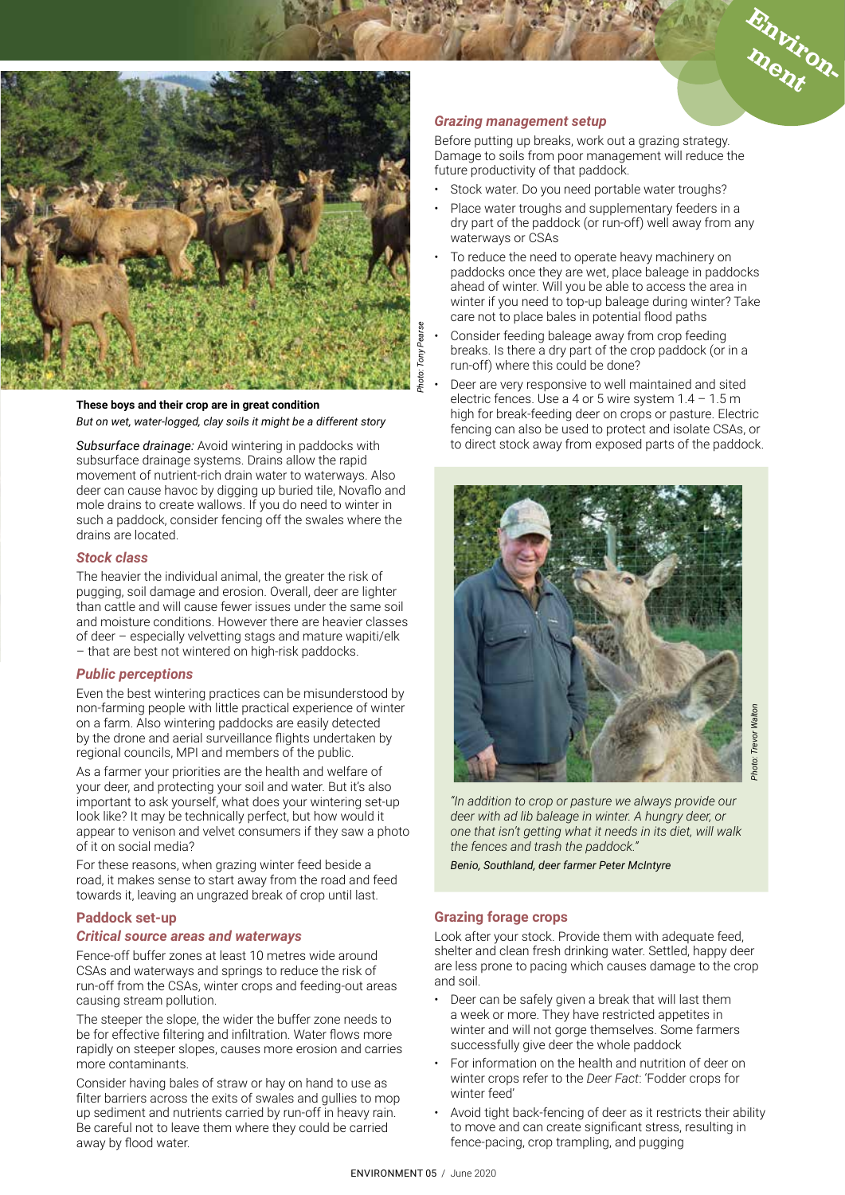These boys and their crop are in great condition

*But on wet, water-logged, clay soils it might be a different story*

Photo: Tony Pearse

*Subsurface drainage:* Avoid wintering in paddocks with subsurface drainage systems. Drains allow the rapid movement of nutrient-rich drain water to waterways. Also deer can cause havoc by digging up buried tile, Novaflo and mole drains to create wallows. If you do need to winter in such a paddock, consider fencing off the swales where the drains are located.

### *Stock class*

The heavier the individual animal, the greater the risk of pugging, soil damage and erosion. Overall, deer are lighter than cattle and will cause fewer issues under the same soil and moisture conditions. However there are heavier classes of deer – especially velvetting stags and mature wapiti/elk – that are best not wintered on high-risk paddocks.

### *Public perceptions*

Even the best wintering practices can be misunderstood by non-farming people with little practical experience of winter on a farm. Also wintering paddocks are easily detected by the drone and aerial surveillance flights undertaken by regional councils, MPI and members of the public.

As a farmer your priorities are the health and welfare of your deer, and protecting your soil and water. But it's also important to ask yourself, what does your wintering set-up look like? It may be technically perfect, but how would it appear to venison and velvet consumers if they saw a photo of it on social media?

For these reasons, when grazing winter feed beside a road, it makes sense to start away from the road and feed towards it, leaving an ungrazed break of crop until last.

## Paddock set-up

### *Critical source areas and waterways*

Fence-off buffer zones at least 10 metres wide around CSAs and waterways and springs to reduce the risk of run-off from the CSAs, winter crops and feeding-out areas causing stream pollution.

The steeper the slope, the wider the buffer zone needs to be for effective filtering and infiltration. Water flows more rapidly on steeper slopes, causes more erosion and carries more contaminants.

Consider having bales of straw or hay on hand to use as filter barriers across the exits of swales and gullies to mop up sediment and nutrients carried by run-off in heavy rain. Be careful not to leave them where they could be carried away by flood water.

### *Grazing management setup*

Before putting up breaks, work out a grazing strategy. Damage to soils from poor management will reduce the future productivity of that paddock.

- Stock water. Do you need portable water troughs?
- Place water troughs and supplementary feeders in a dry part of the paddock (or run-off) well away from any waterways or CSAs
- To reduce the need to operate heavy machinery on paddocks once they are wet, place baleage in paddocks ahead of winter. Will you be able to access the area in winter if you need to top-up baleage during winter? Take care not to place bales in potential flood paths
- Consider feeding baleage away from crop feeding breaks. Is there a dry part of the crop paddock (or in a run-off) where this could be done?
- Deer are very responsive to well maintained and sited electric fences. Use a 4 or 5 wire system 1.4 – 1.5 m high for break-feeding deer on crops or pasture. Electric fencing can also be used to protect and isolate CSAs, or to direct stock away from exposed parts of the paddock.

Photo: Trevor Walton

*"In addition to crop or pasture we always provide our deer with ad lib baleage in winter. A hungry deer, or one that isn't getting what it needs in its diet, will walk the fences and trash the paddock."*

*Benio, Southland, deer farmer Peter McIntyre*

## Grazing forage crops

Look after your stock. Provide them with adequate feed, shelter and clean fresh drinking water. Settled, happy deer are less prone to pacing which causes damage to the crop and soil.

- Deer can be safely given a break that will last them a week or more. They have restricted appetites in winter and will not gorge themselves. Some farmers successfully give deer the whole paddock
- For information on the health and nutrition of deer on winter crops refer to the *Deer Fact*: 'Fodder crops for winter feed'
- Avoid tight back-fencing of deer as it restricts their ability to move and can create significant stress, resulting in fence-pacing, crop trampling, and pugging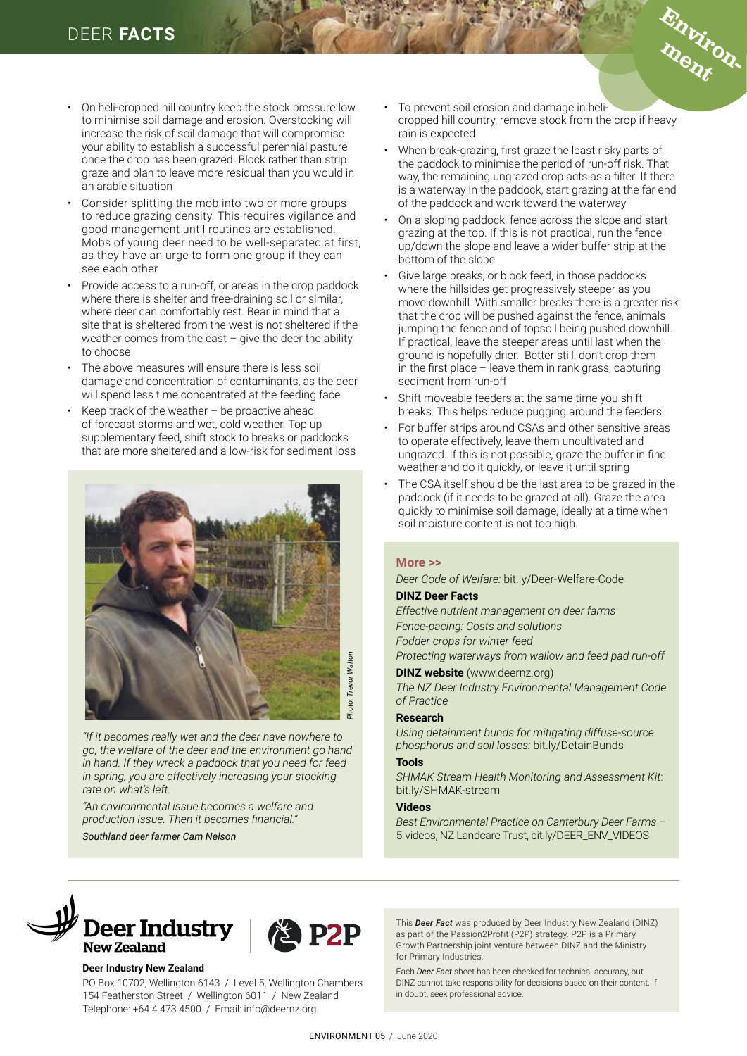- On heli-cropped hill country keep the stock pressure low to minimise soil damage and erosion. Overstocking will increase the risk of soil damage that will compromise your ability to establish a successful perennial pasture once the crop has been grazed. Block rather than strip graze and plan to leave more residual than you would in an arable situation
- Consider splitting the mob into two or more groups to reduce grazing density. This requires vigilance and good management until routines are established. Mobs of young deer need to be well-separated at first, as they have an urge to form one group if they can see each other
- Provide access to a run-off, or areas in the crop paddock where there is shelter and free-draining soil or similar, where deer can comfortably rest. Bear in mind that a site that is sheltered from the west is not sheltered if the weather comes from the east – give the deer the ability to choose
- The above measures will ensure there is less soil damage and concentration of contaminants, as the deer will spend less time concentrated at the feeding face
- Keep track of the weather – be proactive ahead of forecast storms and wet, cold weather. Top up supplementary feed, shift stock to breaks or paddocks that are more sheltered and a low-risk for sediment loss

Photo: Trevor Walton

*"If it becomes really wet and the deer have nowhere to go, the welfare of the deer and the environment go hand in hand. If they wreck a paddock that you need for feed in spring, you are effectively increasing your stocking rate on what's left.*

*"An environmental issue becomes a welfare and production issue. Then it becomes financial."*

*Southland deer farmer Cam Nelson*

- To prevent soil erosion and damage in heli-cropped hill country, remove stock from the crop if heavy rain is expected
- When break-grazing, first graze the least risky parts of the paddock to minimise the period of run-off risk. That way, the remaining ungrazed crop acts as a filter. If there is a waterway in the paddock, start grazing at the far end of the paddock and work toward the waterway
- On a sloping paddock, fence across the slope and start grazing at the top. If this is not practical, run the fence up/down the slope and leave a wider buffer strip at the bottom of the slope
- Give large breaks, or block feed, in those paddocks where the hillsides get progressively steeper as you move downhill. With smaller breaks there is a greater risk that the crop will be pushed against the fence, animals jumping the fence and of topsoil being pushed downhill. If practical, leave the steeper areas until last when the ground is hopefully drier. Better still, don't crop them in the first place – leave them in rank grass, capturing sediment from run-off
- Shift moveable feeders at the same time you shift breaks. This helps reduce pugging around the feeders
- For buffer strips around CSAs and other sensitive areas to operate effectively, leave them uncultivated and ungrazed. If this is not possible, graze the buffer in fine weather and do it quickly, or leave it until spring
- The CSA itself should be the last area to be grazed in the paddock (if it needs to be grazed at all). Graze the area quickly to minimise soil damage, ideally at a time when soil moisture content is not too high.

## More >>

*Deer Code of Welfare:* bit.ly/Deer-Welfare-Code

**DINZ Deer Facts**

*Effective nutrient management on deer farms*

*Fence-pacing: Costs and solutions*

*Fodder crops for winter feed*

*Protecting waterways from wallow and feed pad run-off*

**DINZ website** (www.deernz.org)

*The NZ Deer Industry Environmental Management Code of Practice*

**Research**

*Using detainment bunds for mitigating diffuse-source phosphorus and soil losses:* bit.ly/DetainBunds

**Tools**

*SHMAK Stream Health Monitoring and Assessment Kit*: bit.ly/SHMAK-stream

**Videos**

*Best Environmental Practice on Canterbury Deer Farms* – 5 videos, NZ Landcare Trust, bit.ly/DEER_ENV_VIDEOS

---

Deer Industry New Zealand | P2P

**Deer Industry New Zealand**

PO Box 10702, Wellington 6143 / Level 5, Wellington Chambers
154 Featherston Street / Wellington 6011 / New Zealand
Telephone: +64 4 473 4500 / Email: info@deernz.org

This ***Deer Fact*** was produced by Deer Industry New Zealand (DINZ) as part of the Passion2Profit (P2P) strategy. P2P is a Primary Growth Partnership joint venture between DINZ and the Ministry for Primary Industries.

Each ***Deer Fact*** sheet has been checked for technical accuracy, but DINZ cannot take responsibility for decisions based on their content. If in doubt, seek professional advice.